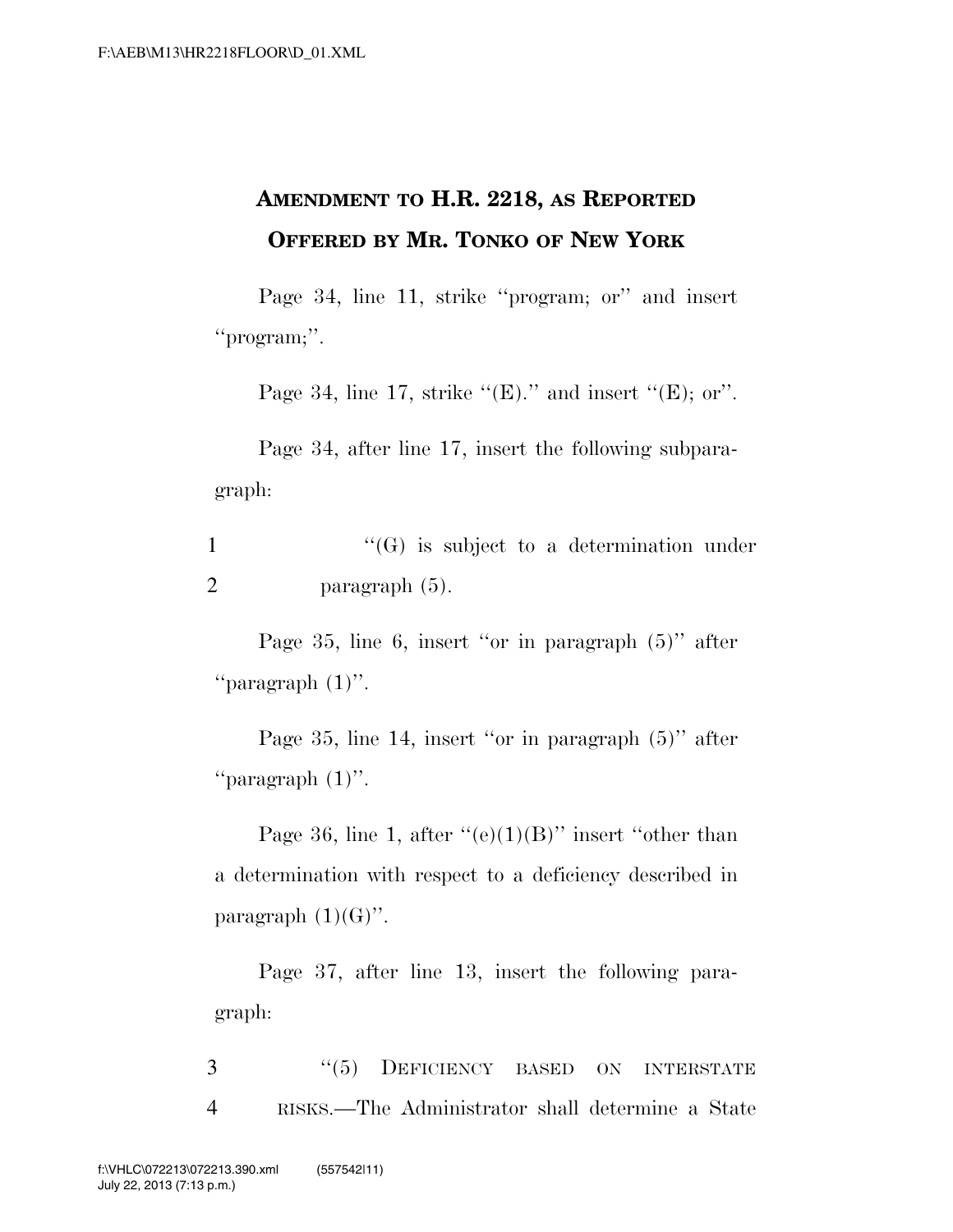**AMENDMENT TO H.R. 2218, AS REPORTED**
**OFFERED BY MR. TONKO OF NEW YORK**

Page 34, line 11, strike ''program; or'' and insert ''program;''.

Page 34, line 17, strike ''(E).'' and insert ''(E); or''.

Page 34, after line 17, insert the following subparagraph:

1 ''(G) is subject to a determination under
2 paragraph (5).

Page 35, line 6, insert ''or in paragraph (5)'' after ''paragraph (1)''.

Page 35, line 14, insert ''or in paragraph (5)'' after ''paragraph (1)''.

Page 36, line 1, after ''(e)(1)(B)'' insert ''other than a determination with respect to a deficiency described in paragraph (1)(G)''.

Page 37, after line 13, insert the following paragraph:

3 ''(5) DEFICIENCY BASED ON INTERSTATE
4 RISKS.—The Administrator shall determine a State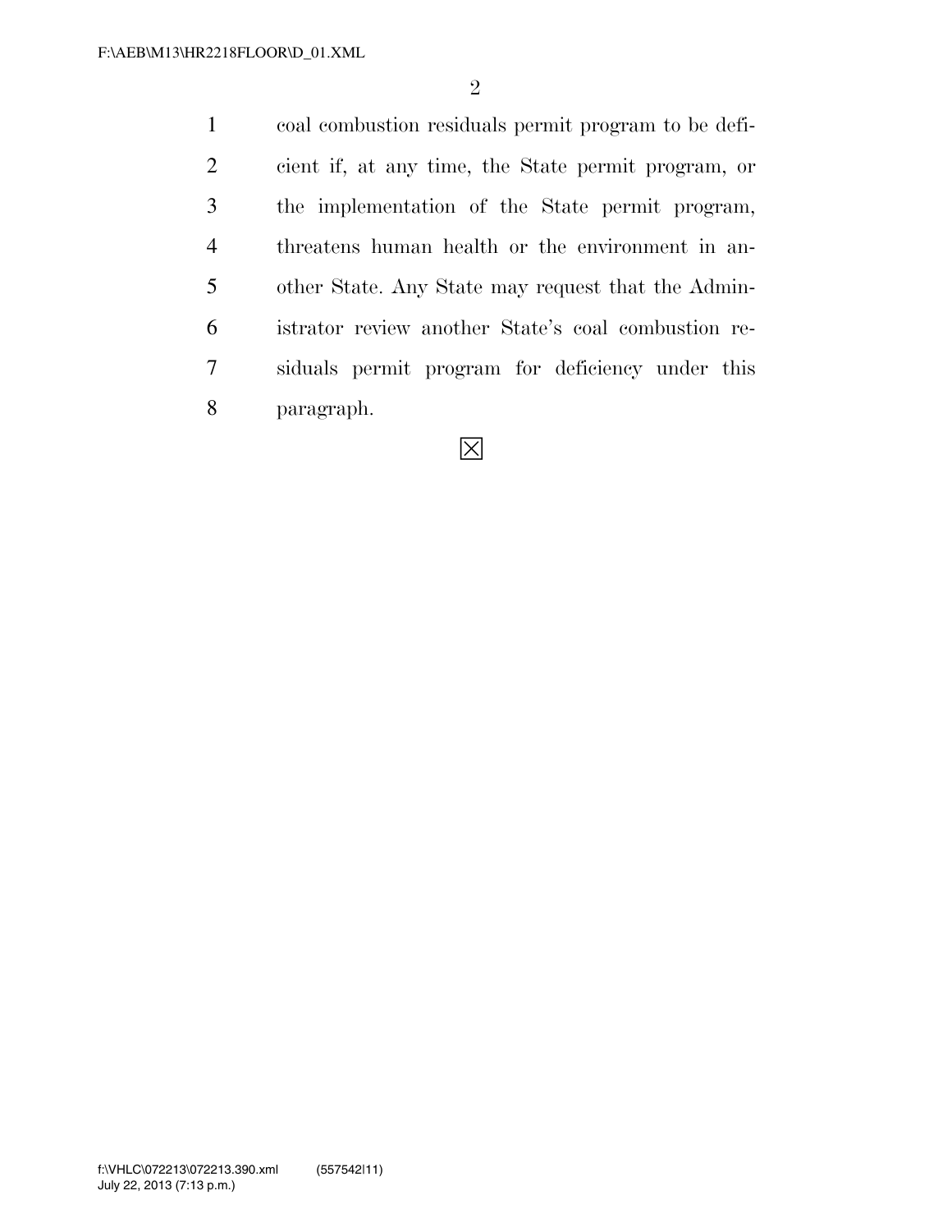coal combustion residuals permit program to be deficient if, at any time, the State permit program, or the implementation of the State permit program, threatens human health or the environment in another State. Any State may request that the Administrator review another State's coal combustion residuals permit program for deficiency under this paragraph.

☒